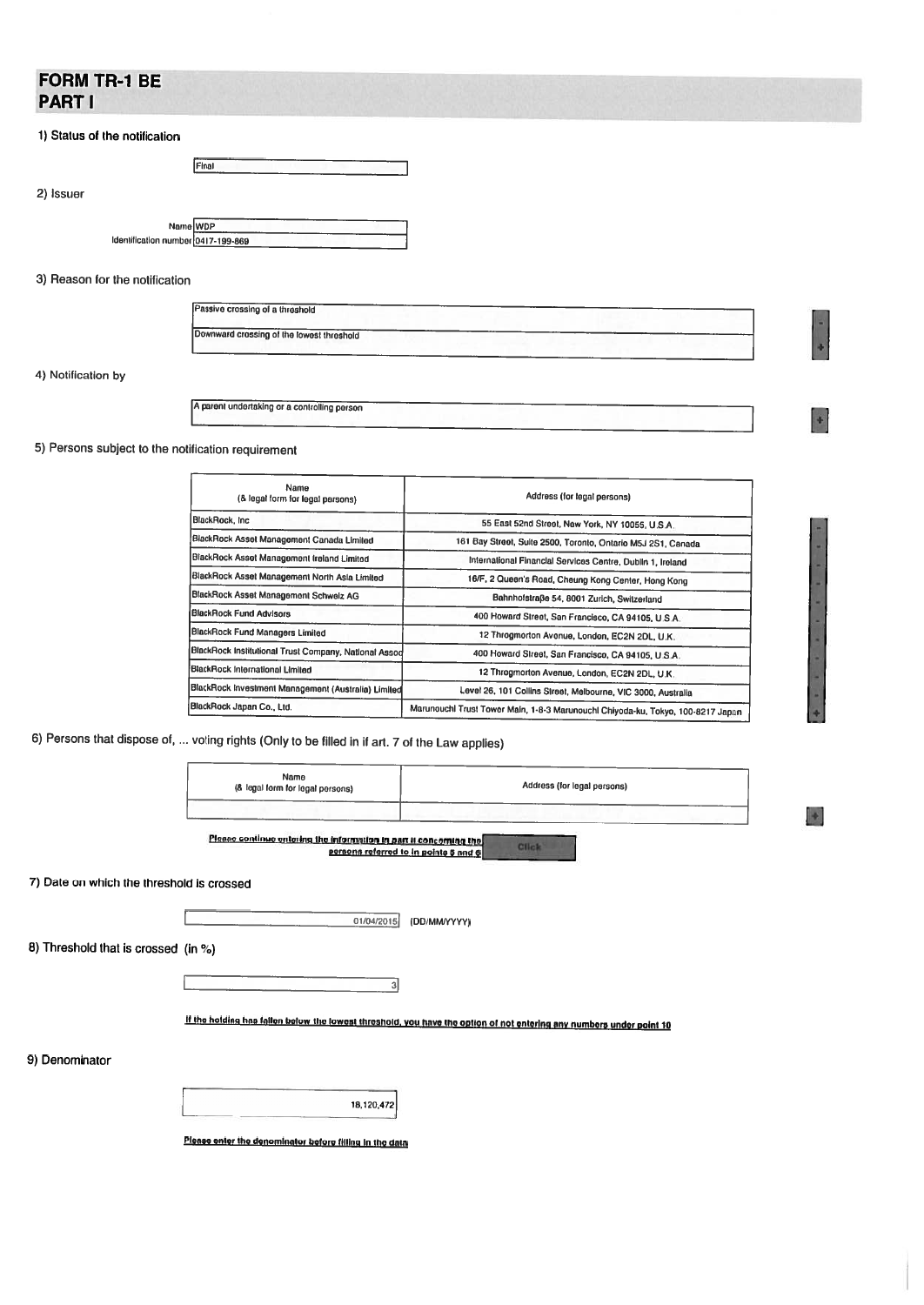# FORM TR-1 BE
## PART I

1) Status of the notification

Final

2) Issuer

Name: WDP

Identification number: 0417-199-869

3) Reason for the notification

Passive crossing of a threshold

Downward crossing of the lowest threshold

4) Notification by

A parent undertaking or a controlling person

5) Persons subject to the notification requirement

| Name (& legal form for legal persons) | Address (for legal persons) |
|---|---|
| BlackRock, Inc | 55 East 52nd Street, New York, NY 10055, U.S.A. |
| BlackRock Asset Management Canada Limited | 161 Bay Street, Suite 2500, Toronto, Ontario M5J 2S1, Canada |
| BlackRock Asset Management Ireland Limited | International Financial Services Centre, Dublin 1, Ireland |
| BlackRock Asset Management North Asia Limited | 16/F, 2 Queen's Road, Cheung Kong Center, Hong Kong |
| BlackRock Asset Management Schweiz AG | Bahnhofstraße 54, 8001 Zurich, Switzerland |
| BlackRock Fund Advisors | 400 Howard Street, San Francisco, CA 94105, U.S.A. |
| BlackRock Fund Managers Limited | 12 Throgmorton Avenue, London, EC2N 2DL, U.K. |
| BlackRock Institutional Trust Company, National Assoc | 400 Howard Street, San Francisco, CA 94105, U.S.A. |
| BlackRock International Limited | 12 Throgmorton Avenue, London, EC2N 2DL, U.K. |
| BlackRock Investment Management (Australia) Limited | Level 26, 101 Collins Street, Melbourne, VIC 3000, Australia |
| BlackRock Japan Co., Ltd. | Marunouchi Trust Tower Main, 1-8-3 Marunouchi Chiyoda-ku, Tokyo, 100-8217 Japan |

6) Persons that dispose of, ... voting rights (Only to be filled in if art. 7 of the Law applies)

| Name (& legal form for legal persons) | Address (for legal persons) |
|---|---|
| | |

Please continue entering the information in part II concerning the persons referred to in points 5 and 6

7) Date on which the threshold is crossed

01/04/2015 (DD/MM/YYYY)

8) Threshold that is crossed (in %)

3

If the holding has fallen below the lowest threshold, you have the option of not entering any numbers under point 10

9) Denominator

18,120,472

Please enter the denominator before filling in the data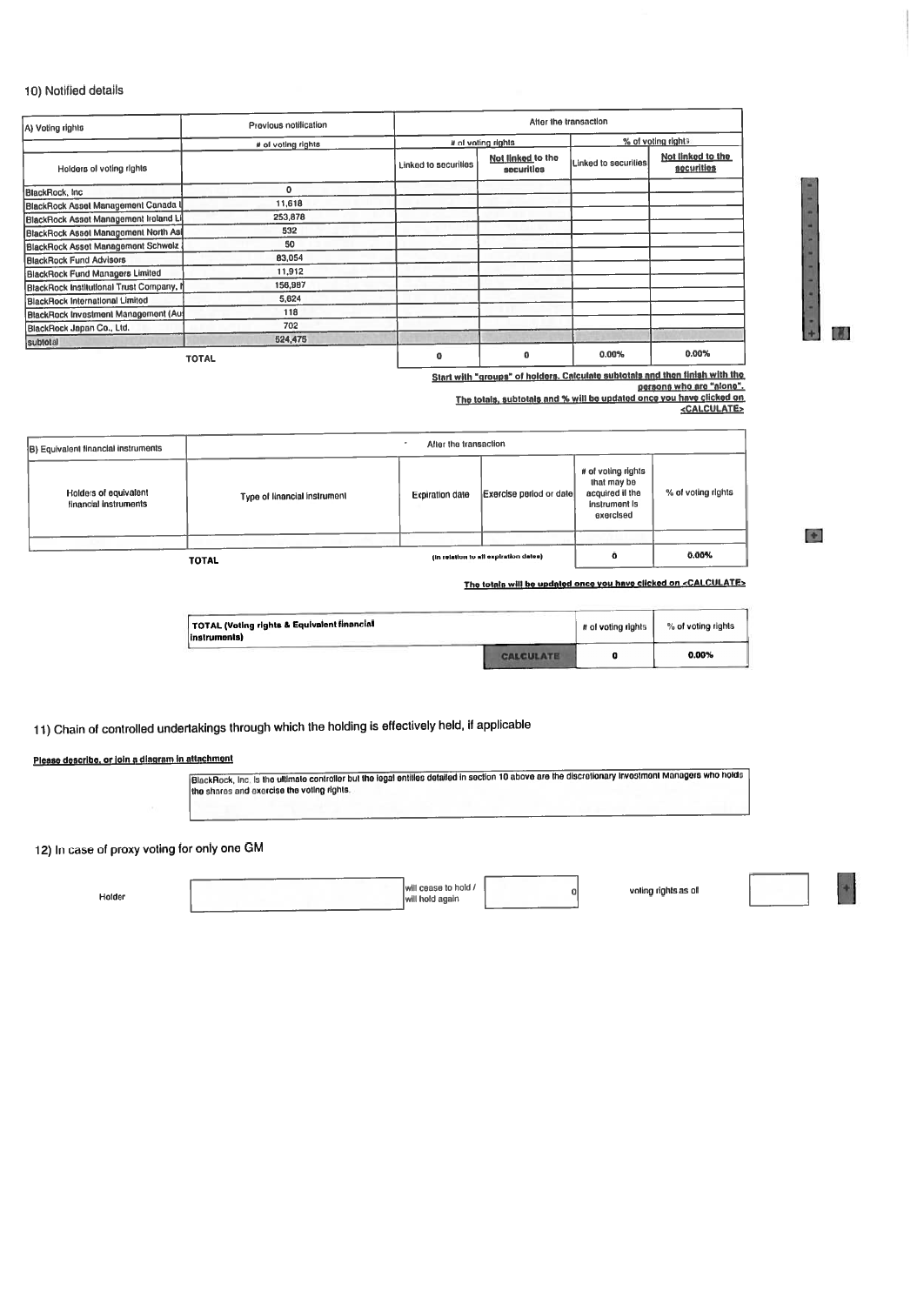## 10) Notified details

| A) Voting rights | Previous notification | After the transaction | | | |
|---|---|---|---|---|---|
| | # of voting rights | # of voting rights | | % of voting rights | |
| Holders of voting rights | | Linked to securities | **Not linked to the securities** | Linked to securities | **Not linked to the securities** |
| BlackRock, Inc | 0 | | | | |
| BlackRock Asset Management Canada L | 11,618 | | | | |
| BlackRock Asset Management Ireland Li | 253,878 | | | | |
| BlackRock Asset Management North Asi | 532 | | | | |
| BlackRock Asset Management Schweiz | 50 | | | | |
| BlackRock Fund Advisors | 83,054 | | | | |
| BlackRock Fund Managers Limited | 11,912 | | | | |
| BlackRock Institutional Trust Company, N | 156,987 | | | | |
| BlackRock International Limited | 5,624 | | | | |
| BlackRock Investment Management (Au | 118 | | | | |
| BlackRock Japan Co., Ltd. | 702 | | | | |
| subtotal | 524,475 | | | | |
| TOTAL | | 0 | 0 | 0.00% | 0.00% |

**Start with "groups" of holders. Calculate subtotals and then finish with the persons who are "alone".**
**The totals, subtotals and % will be updated once you have clicked on <CALCULATE>**

| B) Equivalent financial instruments | After the transaction | | | | |
|---|---|---|---|---|---|
| Holders of equivalent financial instruments | Type of financial instrument | Expiration date | Exercise period or date | # of voting rights that may be acquired if the instrument is exercised | % of voting rights |
| | | | | | |
| TOTAL | | (in relation to all expiration dates) | | 0 | 0.00% |

**The totals will be updated once you have clicked on <CALCULATE>**

| TOTAL (Voting rights & Equivalent financial instruments) | # of voting rights | % of voting rights |
|---|---|---|
| CALCULATE | 0 | 0.00% |

## 11) Chain of controlled undertakings through which the holding is effectively held, if applicable

**Please describe, or join a diagram in attachment**

BlackRock, Inc. is the ultimate controller but the legal entities detailed in section 10 above are the discretionary Investment Managers who holds the shares and exercise the voting rights.

## 12) In case of proxy voting for only one GM

Holder | will cease to hold / will hold again | 0 | voting rights as of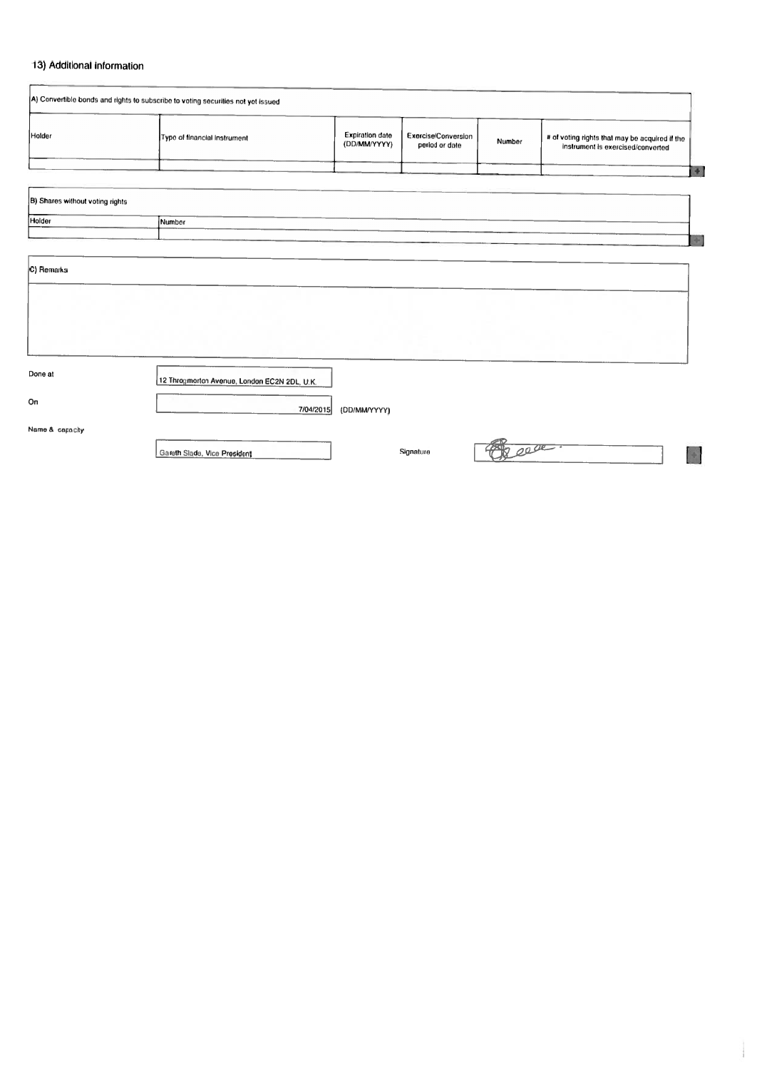## 13) Additional information

A) Convertible bonds and rights to subscribe to voting securities not yet issued

| Holder | Type of financial instrument | Expiration date (DD/MM/YYYY) | Exercise/Conversion period or date | Number | # of voting rights that may be acquired if the instrument is exercised/converted |
|---|---|---|---|---|---|
| | | | | | |

B) Shares without voting rights

| Holder | Number |
|---|---|
| | |

C) Remarks

| |
|---|
| |

Done at: 12 Throgmorton Avenue, London EC2N 2DL, U.K.

On: 7/04/2015 (DD/MM/YYYY)

Name & capacity: Gareth Slade, Vice President

Signature: